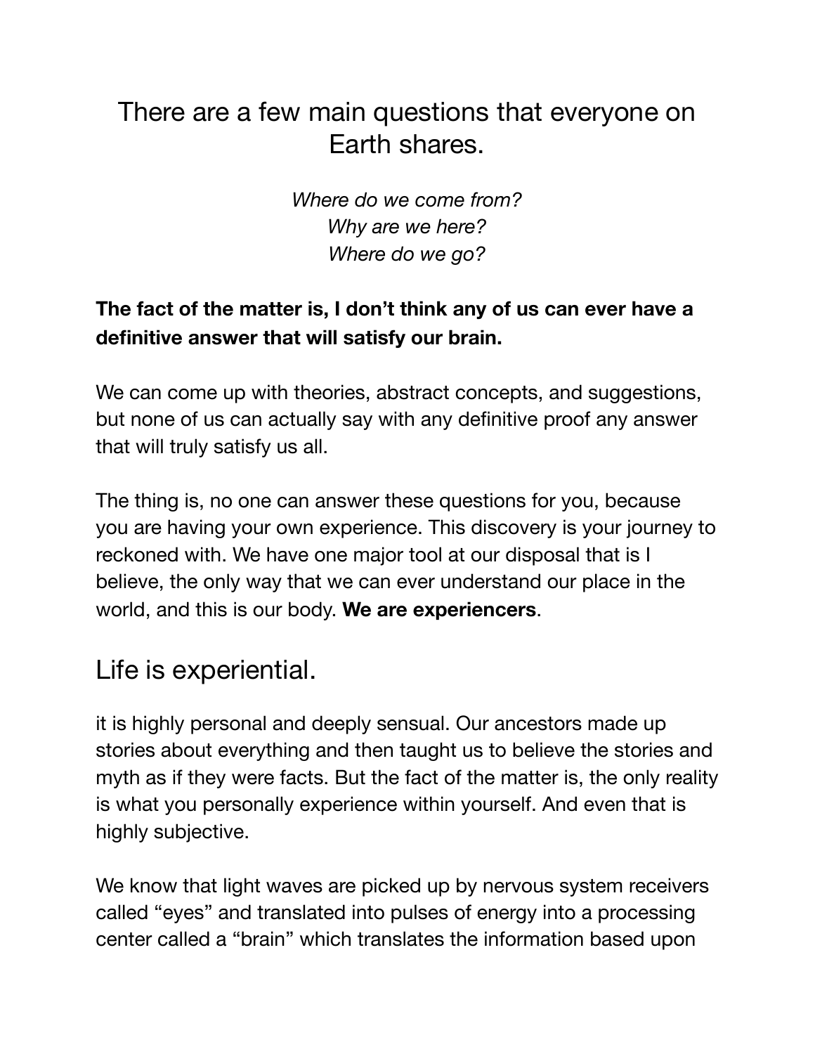## There are a few main questions that everyone on Earth shares.

*Where do we come from?*
*Why are we here?*
*Where do we go?*

**The fact of the matter is, I don't think any of us can ever have a definitive answer that will satisfy our brain.**

We can come up with theories, abstract concepts, and suggestions, but none of us can actually say with any definitive proof any answer that will truly satisfy us all.

The thing is, no one can answer these questions for you, because you are having your own experience. This discovery is your journey to reckoned with. We have one major tool at our disposal that is I believe, the only way that we can ever understand our place in the world, and this is our body. **We are experiencers**.

## Life is experiential.

it is highly personal and deeply sensual. Our ancestors made up stories about everything and then taught us to believe the stories and myth as if they were facts. But the fact of the matter is, the only reality is what you personally experience within yourself. And even that is highly subjective.

We know that light waves are picked up by nervous system receivers called "eyes" and translated into pulses of energy into a processing center called a "brain" which translates the information based upon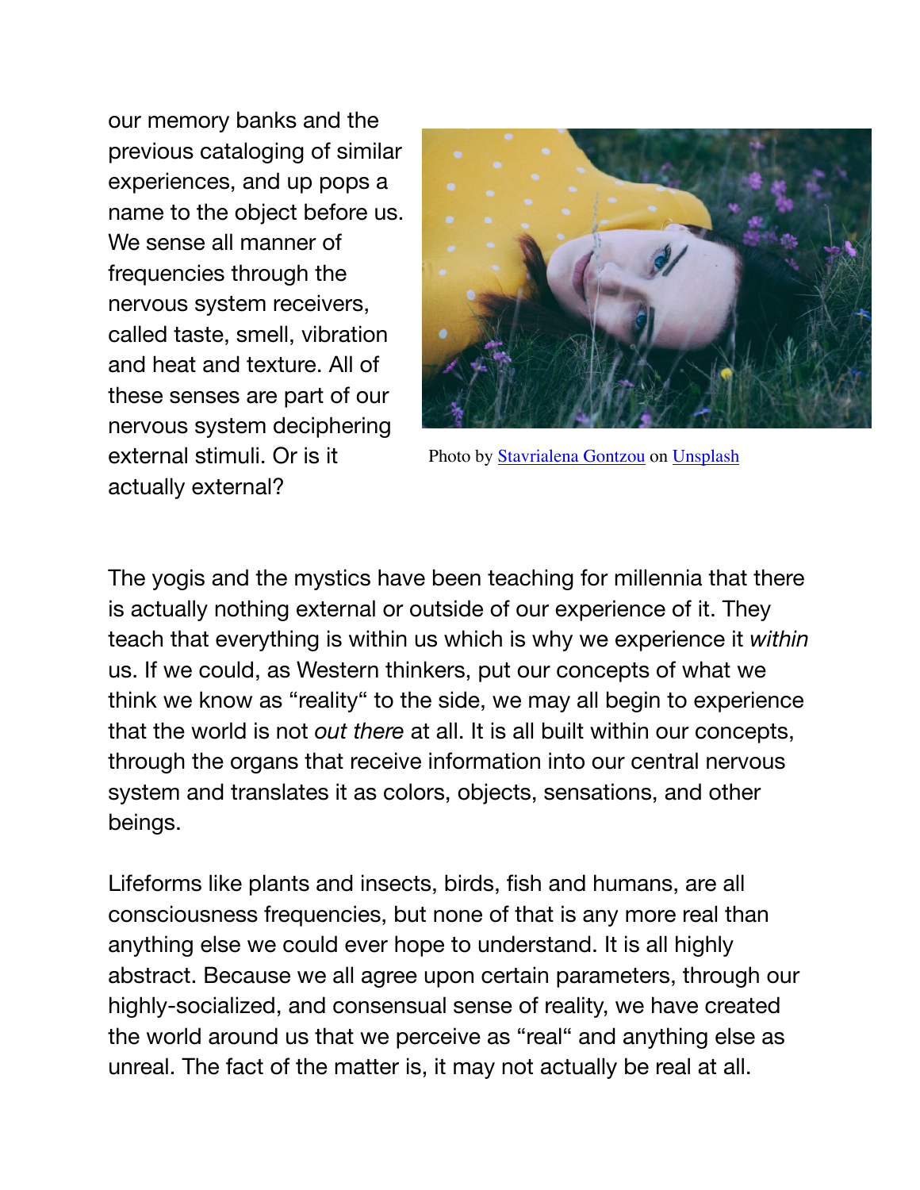our memory banks and the previous cataloging of similar experiences, and up pops a name to the object before us. We sense all manner of frequencies through the nervous system receivers, called taste, smell, vibration and heat and texture. All of these senses are part of our nervous system deciphering external stimuli. Or is it actually external?

Photo by Stavrialena Gontzou on Unsplash

The yogis and the mystics have been teaching for millennia that there is actually nothing external or outside of our experience of it. They teach that everything is within us which is why we experience it *within* us. If we could, as Western thinkers, put our concepts of what we think we know as "reality" to the side, we may all begin to experience that the world is not *out there* at all. It is all built within our concepts, through the organs that receive information into our central nervous system and translates it as colors, objects, sensations, and other beings.

Lifeforms like plants and insects, birds, fish and humans, are all consciousness frequencies, but none of that is any more real than anything else we could ever hope to understand. It is all highly abstract. Because we all agree upon certain parameters, through our highly-socialized, and consensual sense of reality, we have created the world around us that we perceive as "real" and anything else as unreal. The fact of the matter is, it may not actually be real at all.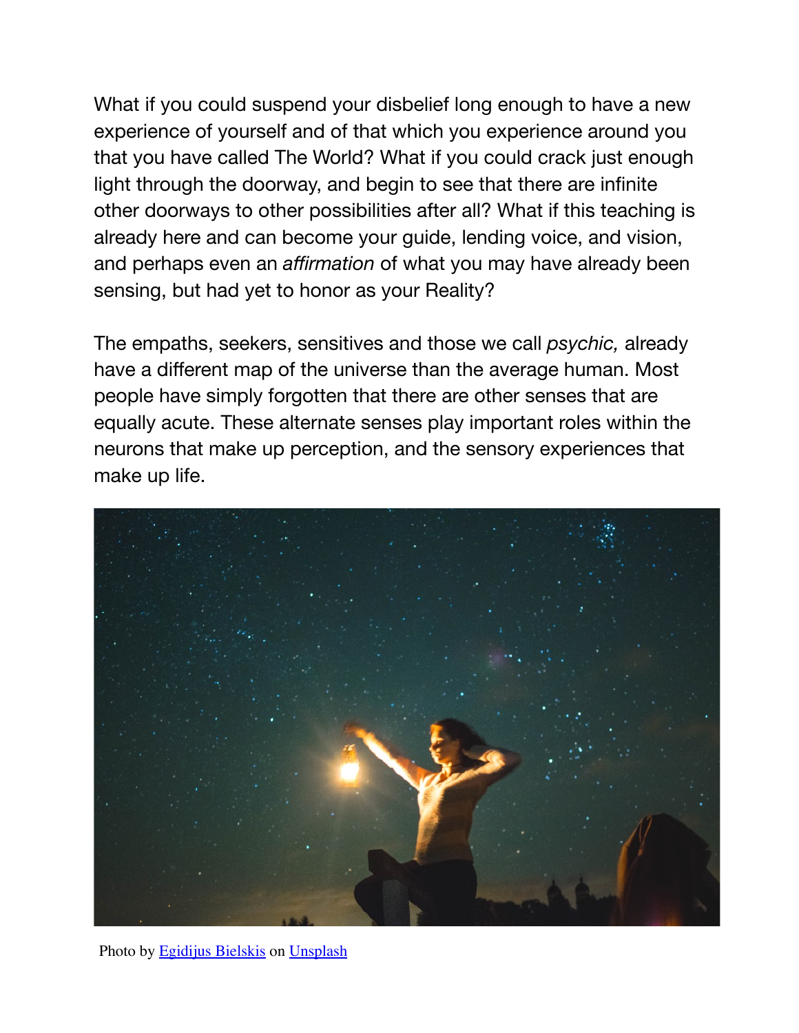What if you could suspend your disbelief long enough to have a new experience of yourself and of that which you experience around you that you have called The World? What if you could crack just enough light through the doorway, and begin to see that there are infinite other doorways to other possibilities after all? What if this teaching is already here and can become your guide, lending voice, and vision, and perhaps even an *affirmation* of what you may have already been sensing, but had yet to honor as your Reality?

The empaths, seekers, sensitives and those we call *psychic,* already have a different map of the universe than the average human. Most people have simply forgotten that there are other senses that are equally acute. These alternate senses play important roles within the neurons that make up perception, and the sensory experiences that make up life.

Photo by [Egidijus Bielskis](https://unsplash.com) on [Unsplash](https://unsplash.com)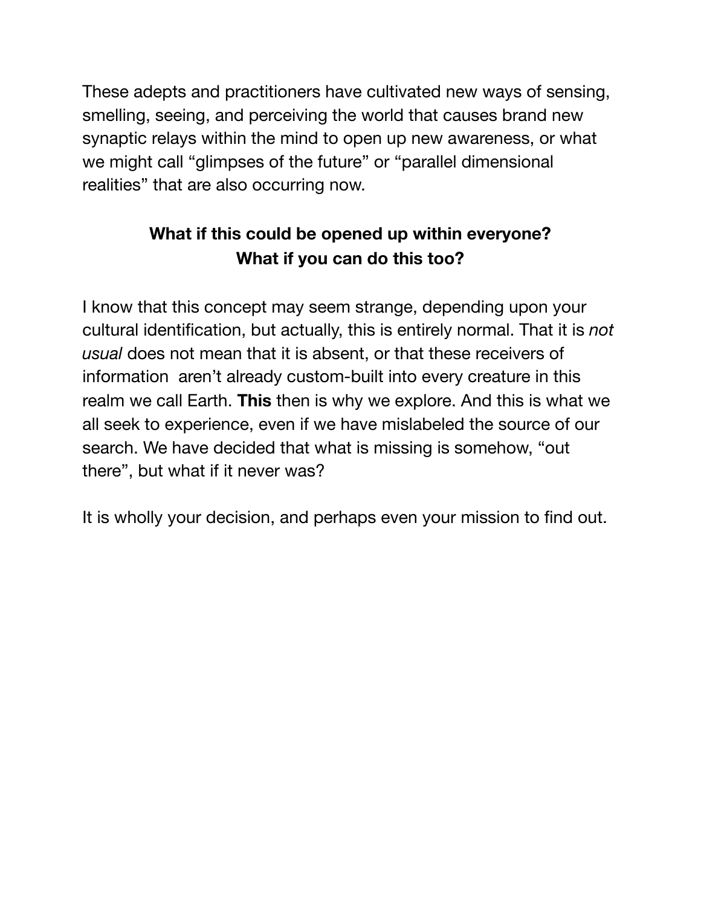These adepts and practitioners have cultivated new ways of sensing, smelling, seeing, and perceiving the world that causes brand new synaptic relays within the mind to open up new awareness, or what we might call "glimpses of the future" or "parallel dimensional realities" that are also occurring now.

**What if this could be opened up within everyone?**
**What if you can do this too?**

I know that this concept may seem strange, depending upon your cultural identification, but actually, this is entirely normal. That it is *not usual* does not mean that it is absent, or that these receivers of information aren't already custom-built into every creature in this realm we call Earth. **This** then is why we explore. And this is what we all seek to experience, even if we have mislabeled the source of our search. We have decided that what is missing is somehow, "out there", but what if it never was?

It is wholly your decision, and perhaps even your mission to find out.